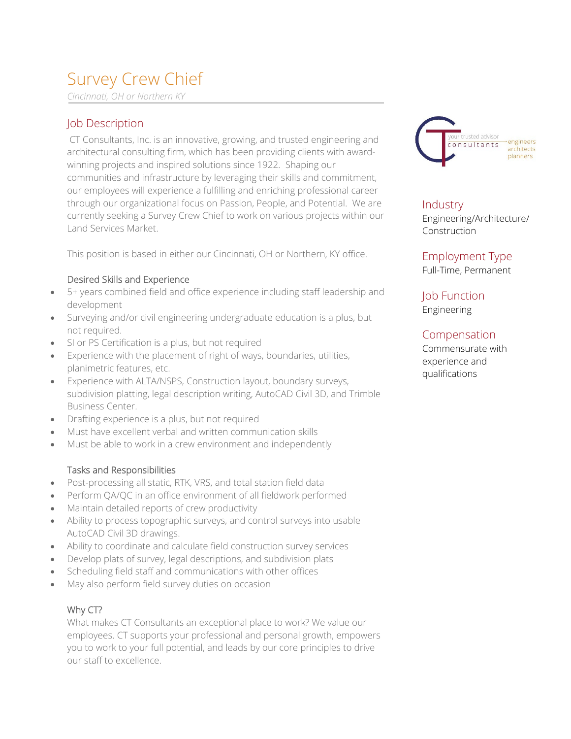# Survey Crew Chief

*Cincinnati, OH or Northern KY*

## Job Description

CT Consultants, Inc. is an innovative, growing, and trusted engineering and architectural consulting firm, which has been providing clients with award-winning projects and inspired solutions since 1922. Shaping our communities and infrastructure by leveraging their skills and commitment, our employees will experience a fulfilling and enriching professional career through our organizational focus on Passion, People, and Potential. We are currently seeking a Survey Crew Chief to work on various projects within our Land Services Market.

This position is based in either our Cincinnati, OH or Northern, KY office.

### Desired Skills and Experience

- 5+ years combined field and office experience including staff leadership and development
- Surveying and/or civil engineering undergraduate education is a plus, but not required.
- SI or PS Certification is a plus, but not required
- Experience with the placement of right of ways, boundaries, utilities, planimetric features, etc.
- Experience with ALTA/NSPS, Construction layout, boundary surveys, subdivision platting, legal description writing, AutoCAD Civil 3D, and Trimble Business Center.
- Drafting experience is a plus, but not required
- Must have excellent verbal and written communication skills
- Must be able to work in a crew environment and independently

### Tasks and Responsibilities

- Post-processing all static, RTK, VRS, and total station field data
- Perform QA/QC in an office environment of all fieldwork performed
- Maintain detailed reports of crew productivity
- Ability to process topographic surveys, and control surveys into usable AutoCAD Civil 3D drawings.
- Ability to coordinate and calculate field construction survey services
- Develop plats of survey, legal descriptions, and subdivision plats
- Scheduling field staff and communications with other offices
- May also perform field survey duties on occasion

### Why CT?

What makes CT Consultants an exceptional place to work? We value our employees. CT supports your professional and personal growth, empowers you to work to your full potential, and leads by our core principles to drive our staff to excellence.

CT consultants — your trusted advisor — engineers architects planners

## Industry

Engineering/Architecture/Construction

## Employment Type

Full-Time, Permanent

## Job Function

Engineering

## Compensation

Commensurate with experience and qualifications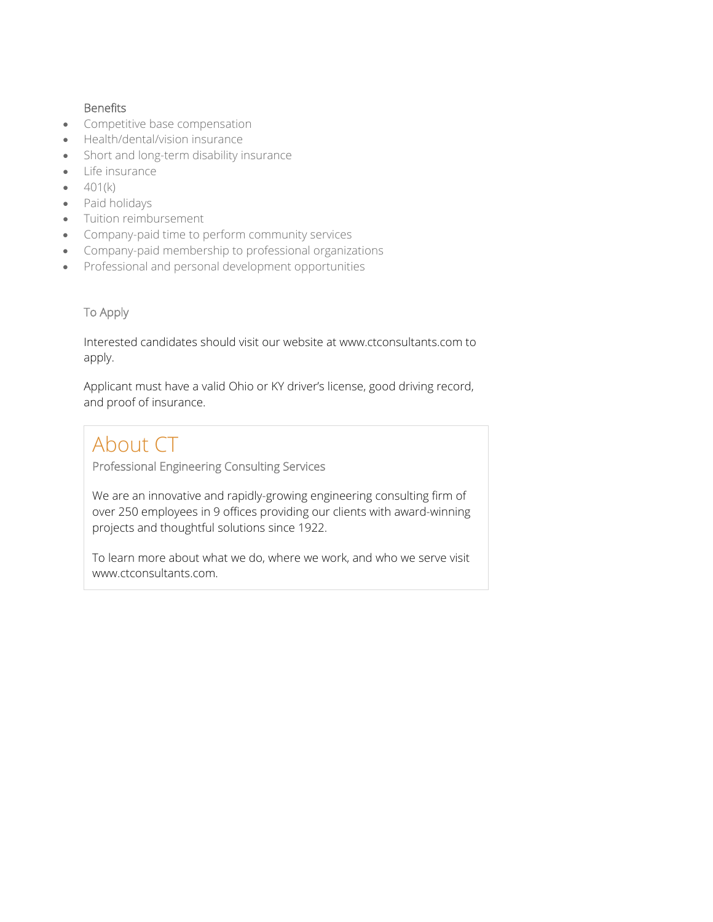### Benefits

- Competitive base compensation
- Health/dental/vision insurance
- Short and long-term disability insurance
- Life insurance
- 401(k)
- Paid holidays
- Tuition reimbursement
- Company-paid time to perform community services
- Company-paid membership to professional organizations
- Professional and personal development opportunities

### To Apply

Interested candidates should visit our website at www.ctconsultants.com to apply.

Applicant must have a valid Ohio or KY driver's license, good driving record, and proof of insurance.

## About CT

Professional Engineering Consulting Services

We are an innovative and rapidly-growing engineering consulting firm of over 250 employees in 9 offices providing our clients with award-winning projects and thoughtful solutions since 1922.

To learn more about what we do, where we work, and who we serve visit www.ctconsultants.com.